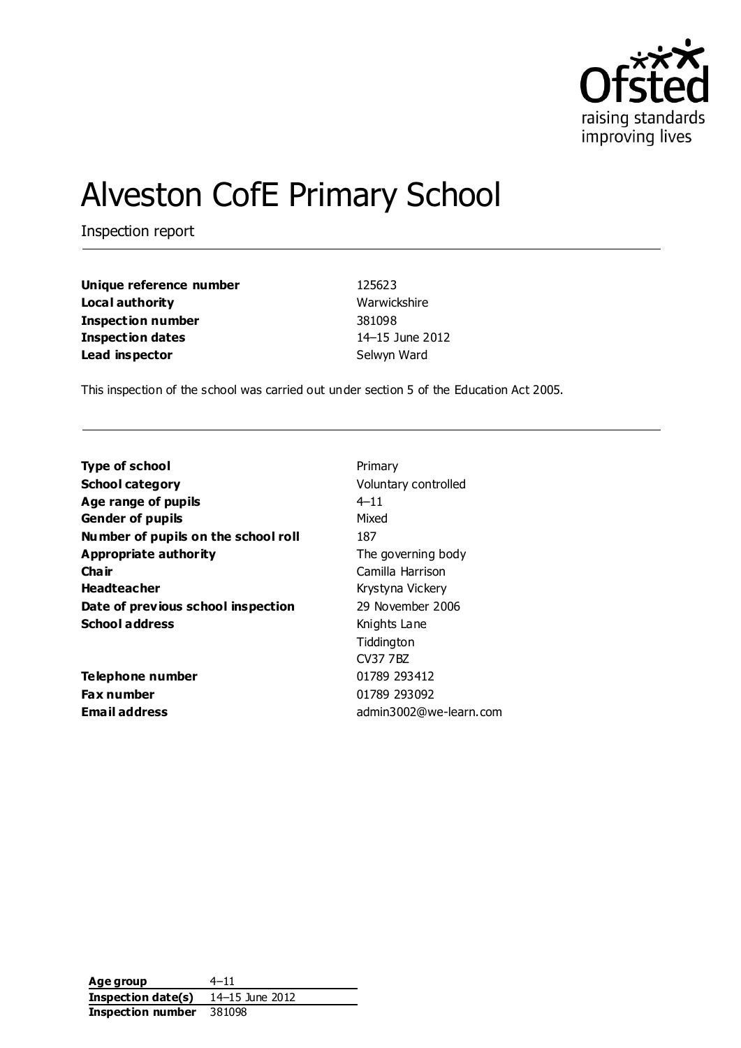# Alveston CofE Primary School

Inspection report

| | |
|---|---|
| **Unique reference number** | 125623 |
| **Local authority** | Warwickshire |
| **Inspection number** | 381098 |
| **Inspection dates** | 14–15 June 2012 |
| **Lead inspector** | Selwyn Ward |

This inspection of the school was carried out under section 5 of the Education Act 2005.

| | |
|---|---|
| **Type of school** | Primary |
| **School category** | Voluntary controlled |
| **Age range of pupils** | 4–11 |
| **Gender of pupils** | Mixed |
| **Number of pupils on the school roll** | 187 |
| **Appropriate authority** | The governing body |
| **Chair** | Camilla Harrison |
| **Headteacher** | Krystyna Vickery |
| **Date of previous school inspection** | 29 November 2006 |
| **School address** | Knights Lane<br>Tiddington<br>CV37 7BZ |
| **Telephone number** | 01789 293412 |
| **Fax number** | 01789 293092 |
| **Email address** | admin3002@we-learn.com |

| | |
|---|---|
| **Age group** | 4–11 |
| **Inspection date(s)** | 14–15 June 2012 |
| **Inspection number** | 381098 |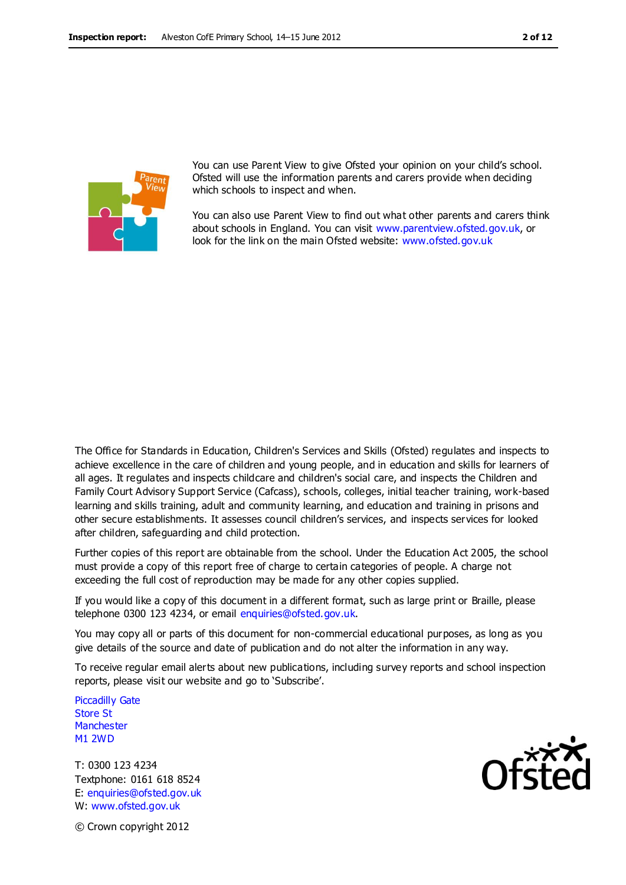You can use Parent View to give Ofsted your opinion on your child's school. Ofsted will use the information parents and carers provide when deciding which schools to inspect and when.

You can also use Parent View to find out what other parents and carers think about schools in England. You can visit www.parentview.ofsted.gov.uk, or look for the link on the main Ofsted website: www.ofsted.gov.uk

The Office for Standards in Education, Children's Services and Skills (Ofsted) regulates and inspects to achieve excellence in the care of children and young people, and in education and skills for learners of all ages. It regulates and inspects childcare and children's social care, and inspects the Children and Family Court Advisory Support Service (Cafcass), schools, colleges, initial teacher training, work-based learning and skills training, adult and community learning, and education and training in prisons and other secure establishments. It assesses council children's services, and inspects services for looked after children, safeguarding and child protection.

Further copies of this report are obtainable from the school. Under the Education Act 2005, the school must provide a copy of this report free of charge to certain categories of people. A charge not exceeding the full cost of reproduction may be made for any other copies supplied.

If you would like a copy of this document in a different format, such as large print or Braille, please telephone 0300 123 4234, or email enquiries@ofsted.gov.uk.

You may copy all or parts of this document for non-commercial educational purposes, as long as you give details of the source and date of publication and do not alter the information in any way.

To receive regular email alerts about new publications, including survey reports and school inspection reports, please visit our website and go to 'Subscribe'.

Piccadilly Gate
Store St
Manchester
M1 2WD

T: 0300 123 4234
Textphone: 0161 618 8524
E: enquiries@ofsted.gov.uk
W: www.ofsted.gov.uk

© Crown copyright 2012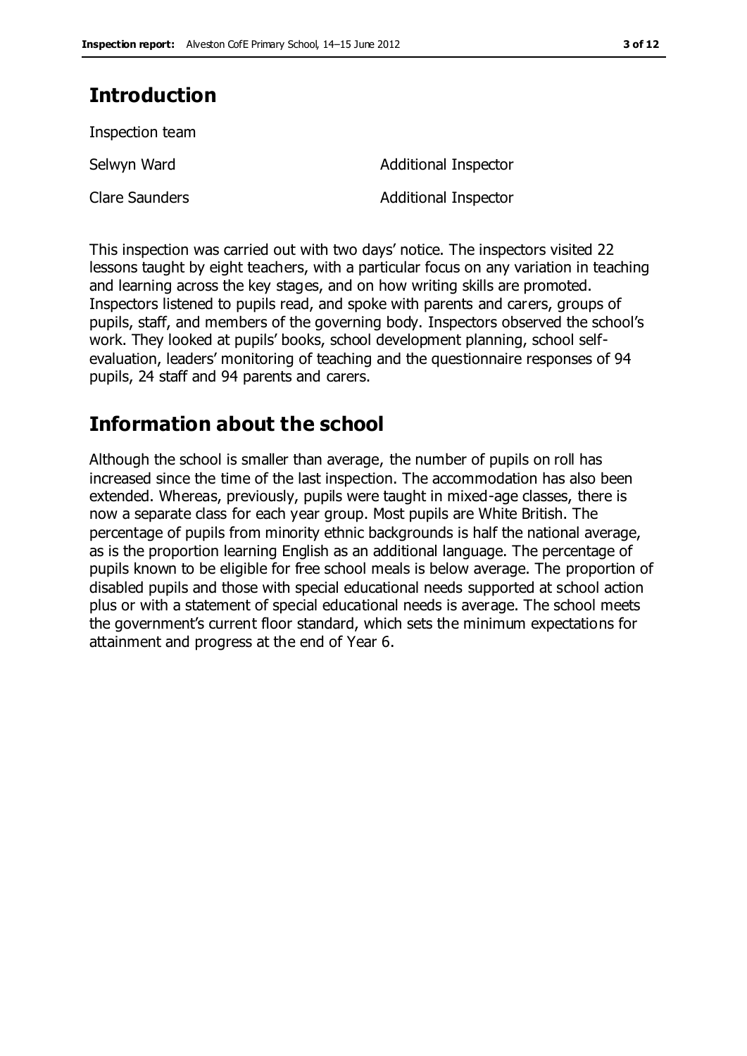## Introduction

Inspection team

| | |
|---|---|
| Selwyn Ward | Additional Inspector |
| Clare Saunders | Additional Inspector |

This inspection was carried out with two days' notice. The inspectors visited 22 lessons taught by eight teachers, with a particular focus on any variation in teaching and learning across the key stages, and on how writing skills are promoted. Inspectors listened to pupils read, and spoke with parents and carers, groups of pupils, staff, and members of the governing body. Inspectors observed the school's work. They looked at pupils' books, school development planning, school self-evaluation, leaders' monitoring of teaching and the questionnaire responses of 94 pupils, 24 staff and 94 parents and carers.

## Information about the school

Although the school is smaller than average, the number of pupils on roll has increased since the time of the last inspection. The accommodation has also been extended. Whereas, previously, pupils were taught in mixed-age classes, there is now a separate class for each year group. Most pupils are White British. The percentage of pupils from minority ethnic backgrounds is half the national average, as is the proportion learning English as an additional language. The percentage of pupils known to be eligible for free school meals is below average. The proportion of disabled pupils and those with special educational needs supported at school action plus or with a statement of special educational needs is average. The school meets the government's current floor standard, which sets the minimum expectations for attainment and progress at the end of Year 6.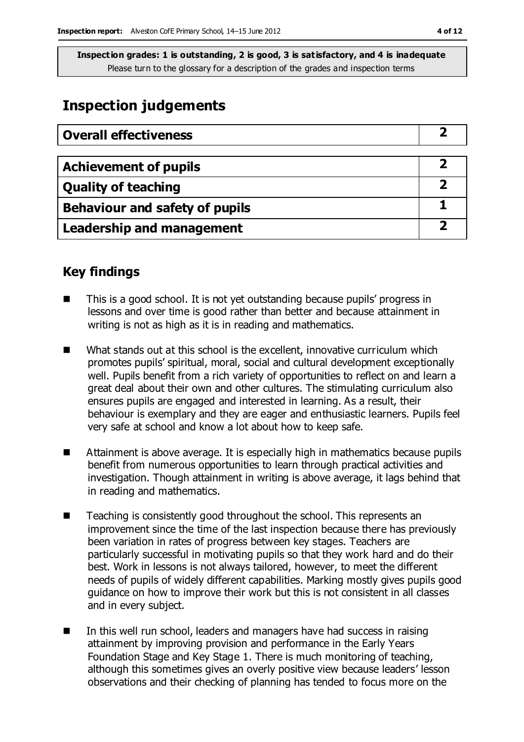**Inspection grades: 1 is outstanding, 2 is good, 3 is satisfactory, and 4 is inadequate**
Please turn to the glossary for a description of the grades and inspection terms

## Inspection judgements

| **Overall effectiveness** | **2** |
|---|---|

| **Achievement of pupils** | **2** |
|---|---|
| **Quality of teaching** | **2** |
| **Behaviour and safety of pupils** | **1** |
| **Leadership and management** | **2** |

## Key findings

- This is a good school. It is not yet outstanding because pupils' progress in lessons and over time is good rather than better and because attainment in writing is not as high as it is in reading and mathematics.
- What stands out at this school is the excellent, innovative curriculum which promotes pupils' spiritual, moral, social and cultural development exceptionally well. Pupils benefit from a rich variety of opportunities to reflect on and learn a great deal about their own and other cultures. The stimulating curriculum also ensures pupils are engaged and interested in learning. As a result, their behaviour is exemplary and they are eager and enthusiastic learners. Pupils feel very safe at school and know a lot about how to keep safe.
- Attainment is above average. It is especially high in mathematics because pupils benefit from numerous opportunities to learn through practical activities and investigation. Though attainment in writing is above average, it lags behind that in reading and mathematics.
- Teaching is consistently good throughout the school. This represents an improvement since the time of the last inspection because there has previously been variation in rates of progress between key stages. Teachers are particularly successful in motivating pupils so that they work hard and do their best. Work in lessons is not always tailored, however, to meet the different needs of pupils of widely different capabilities. Marking mostly gives pupils good guidance on how to improve their work but this is not consistent in all classes and in every subject.
- In this well run school, leaders and managers have had success in raising attainment by improving provision and performance in the Early Years Foundation Stage and Key Stage 1. There is much monitoring of teaching, although this sometimes gives an overly positive view because leaders' lesson observations and their checking of planning has tended to focus more on the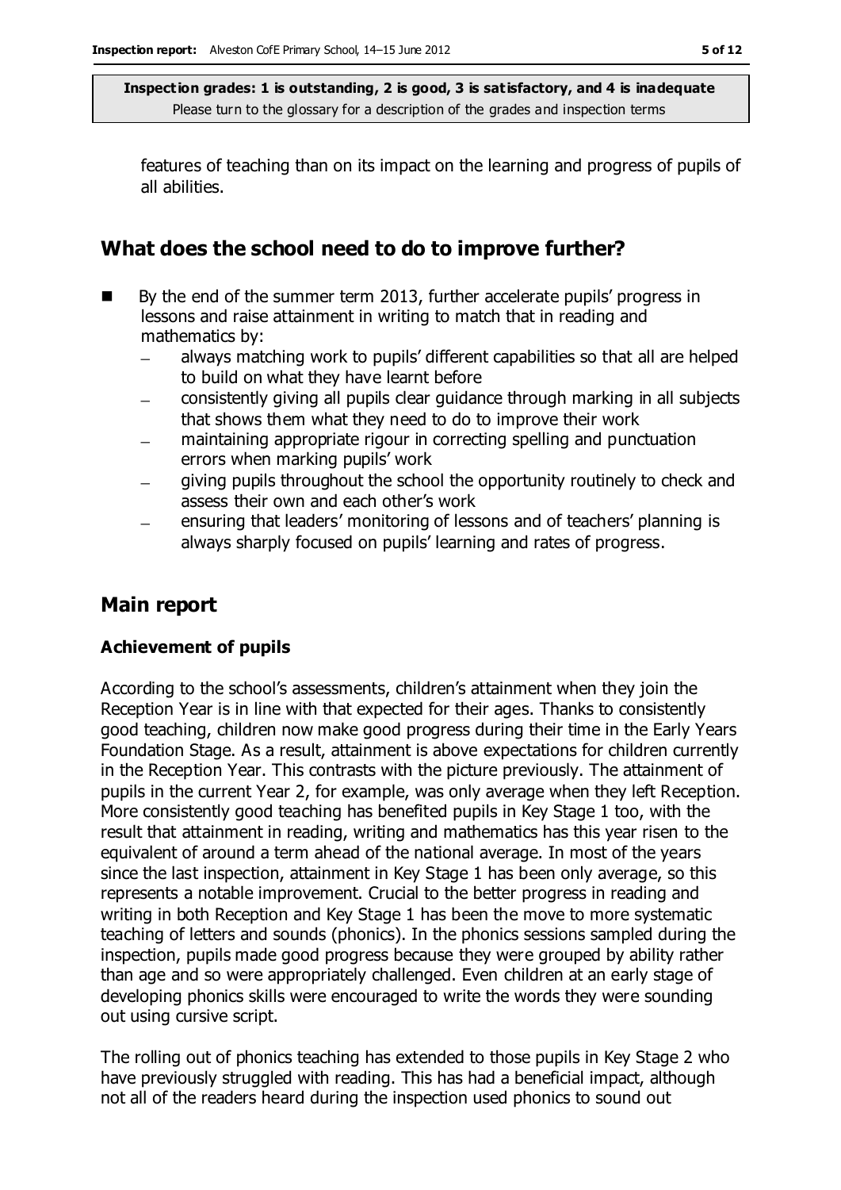features of teaching than on its impact on the learning and progress of pupils of all abilities.

## What does the school need to do to improve further?

- By the end of the summer term 2013, further accelerate pupils' progress in lessons and raise attainment in writing to match that in reading and mathematics by:
  - always matching work to pupils' different capabilities so that all are helped to build on what they have learnt before
  - consistently giving all pupils clear guidance through marking in all subjects that shows them what they need to do to improve their work
  - maintaining appropriate rigour in correcting spelling and punctuation errors when marking pupils' work
  - giving pupils throughout the school the opportunity routinely to check and assess their own and each other's work
  - ensuring that leaders' monitoring of lessons and of teachers' planning is always sharply focused on pupils' learning and rates of progress.

## Main report

### Achievement of pupils

According to the school's assessments, children's attainment when they join the Reception Year is in line with that expected for their ages. Thanks to consistently good teaching, children now make good progress during their time in the Early Years Foundation Stage. As a result, attainment is above expectations for children currently in the Reception Year. This contrasts with the picture previously. The attainment of pupils in the current Year 2, for example, was only average when they left Reception. More consistently good teaching has benefited pupils in Key Stage 1 too, with the result that attainment in reading, writing and mathematics has this year risen to the equivalent of around a term ahead of the national average. In most of the years since the last inspection, attainment in Key Stage 1 has been only average, so this represents a notable improvement. Crucial to the better progress in reading and writing in both Reception and Key Stage 1 has been the move to more systematic teaching of letters and sounds (phonics). In the phonics sessions sampled during the inspection, pupils made good progress because they were grouped by ability rather than age and so were appropriately challenged. Even children at an early stage of developing phonics skills were encouraged to write the words they were sounding out using cursive script.

The rolling out of phonics teaching has extended to those pupils in Key Stage 2 who have previously struggled with reading. This has had a beneficial impact, although not all of the readers heard during the inspection used phonics to sound out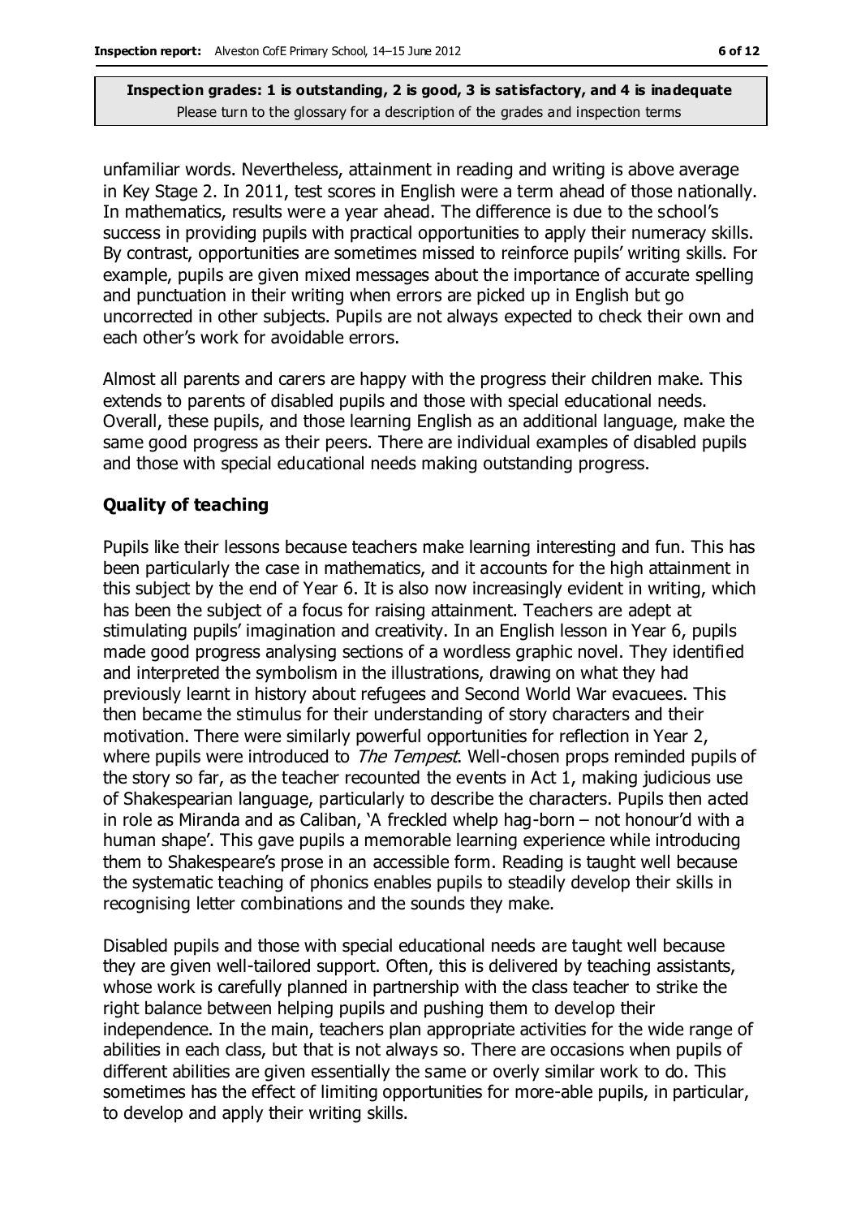unfamiliar words. Nevertheless, attainment in reading and writing is above average in Key Stage 2. In 2011, test scores in English were a term ahead of those nationally. In mathematics, results were a year ahead. The difference is due to the school's success in providing pupils with practical opportunities to apply their numeracy skills. By contrast, opportunities are sometimes missed to reinforce pupils' writing skills. For example, pupils are given mixed messages about the importance of accurate spelling and punctuation in their writing when errors are picked up in English but go uncorrected in other subjects. Pupils are not always expected to check their own and each other's work for avoidable errors.

Almost all parents and carers are happy with the progress their children make. This extends to parents of disabled pupils and those with special educational needs. Overall, these pupils, and those learning English as an additional language, make the same good progress as their peers. There are individual examples of disabled pupils and those with special educational needs making outstanding progress.

### Quality of teaching

Pupils like their lessons because teachers make learning interesting and fun. This has been particularly the case in mathematics, and it accounts for the high attainment in this subject by the end of Year 6. It is also now increasingly evident in writing, which has been the subject of a focus for raising attainment. Teachers are adept at stimulating pupils' imagination and creativity. In an English lesson in Year 6, pupils made good progress analysing sections of a wordless graphic novel. They identified and interpreted the symbolism in the illustrations, drawing on what they had previously learnt in history about refugees and Second World War evacuees. This then became the stimulus for their understanding of story characters and their motivation. There were similarly powerful opportunities for reflection in Year 2, where pupils were introduced to *The Tempest*. Well-chosen props reminded pupils of the story so far, as the teacher recounted the events in Act 1, making judicious use of Shakespearian language, particularly to describe the characters. Pupils then acted in role as Miranda and as Caliban, 'A freckled whelp hag-born – not honour'd with a human shape'. This gave pupils a memorable learning experience while introducing them to Shakespeare's prose in an accessible form. Reading is taught well because the systematic teaching of phonics enables pupils to steadily develop their skills in recognising letter combinations and the sounds they make.

Disabled pupils and those with special educational needs are taught well because they are given well-tailored support. Often, this is delivered by teaching assistants, whose work is carefully planned in partnership with the class teacher to strike the right balance between helping pupils and pushing them to develop their independence. In the main, teachers plan appropriate activities for the wide range of abilities in each class, but that is not always so. There are occasions when pupils of different abilities are given essentially the same or overly similar work to do. This sometimes has the effect of limiting opportunities for more-able pupils, in particular, to develop and apply their writing skills.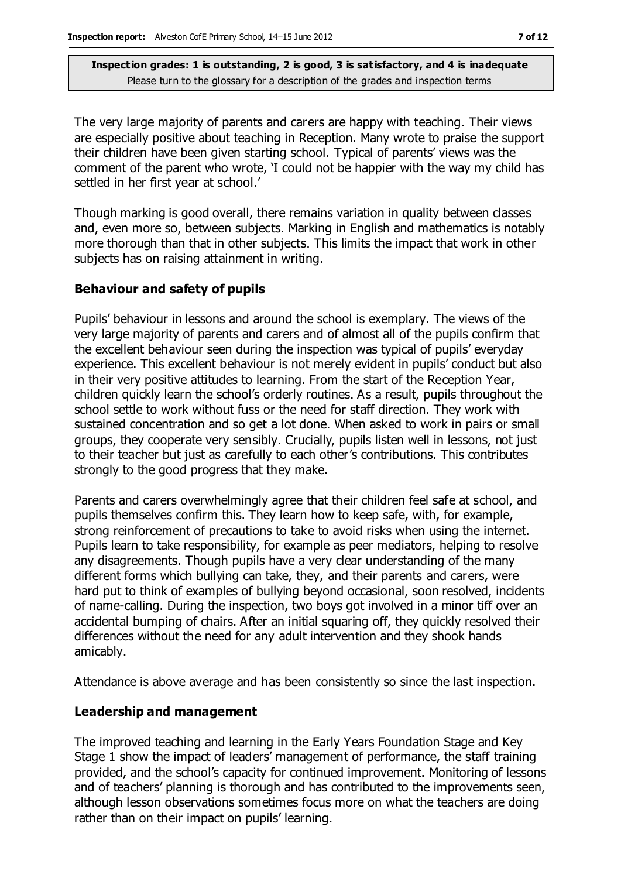The very large majority of parents and carers are happy with teaching. Their views are especially positive about teaching in Reception. Many wrote to praise the support their children have been given starting school. Typical of parents' views was the comment of the parent who wrote, 'I could not be happier with the way my child has settled in her first year at school.'

Though marking is good overall, there remains variation in quality between classes and, even more so, between subjects. Marking in English and mathematics is notably more thorough than that in other subjects. This limits the impact that work in other subjects has on raising attainment in writing.

### Behaviour and safety of pupils

Pupils' behaviour in lessons and around the school is exemplary. The views of the very large majority of parents and carers and of almost all of the pupils confirm that the excellent behaviour seen during the inspection was typical of pupils' everyday experience. This excellent behaviour is not merely evident in pupils' conduct but also in their very positive attitudes to learning. From the start of the Reception Year, children quickly learn the school's orderly routines. As a result, pupils throughout the school settle to work without fuss or the need for staff direction. They work with sustained concentration and so get a lot done. When asked to work in pairs or small groups, they cooperate very sensibly. Crucially, pupils listen well in lessons, not just to their teacher but just as carefully to each other's contributions. This contributes strongly to the good progress that they make.

Parents and carers overwhelmingly agree that their children feel safe at school, and pupils themselves confirm this. They learn how to keep safe, with, for example, strong reinforcement of precautions to take to avoid risks when using the internet. Pupils learn to take responsibility, for example as peer mediators, helping to resolve any disagreements. Though pupils have a very clear understanding of the many different forms which bullying can take, they, and their parents and carers, were hard put to think of examples of bullying beyond occasional, soon resolved, incidents of name-calling. During the inspection, two boys got involved in a minor tiff over an accidental bumping of chairs. After an initial squaring off, they quickly resolved their differences without the need for any adult intervention and they shook hands amicably.

Attendance is above average and has been consistently so since the last inspection.

### Leadership and management

The improved teaching and learning in the Early Years Foundation Stage and Key Stage 1 show the impact of leaders' management of performance, the staff training provided, and the school's capacity for continued improvement. Monitoring of lessons and of teachers' planning is thorough and has contributed to the improvements seen, although lesson observations sometimes focus more on what the teachers are doing rather than on their impact on pupils' learning.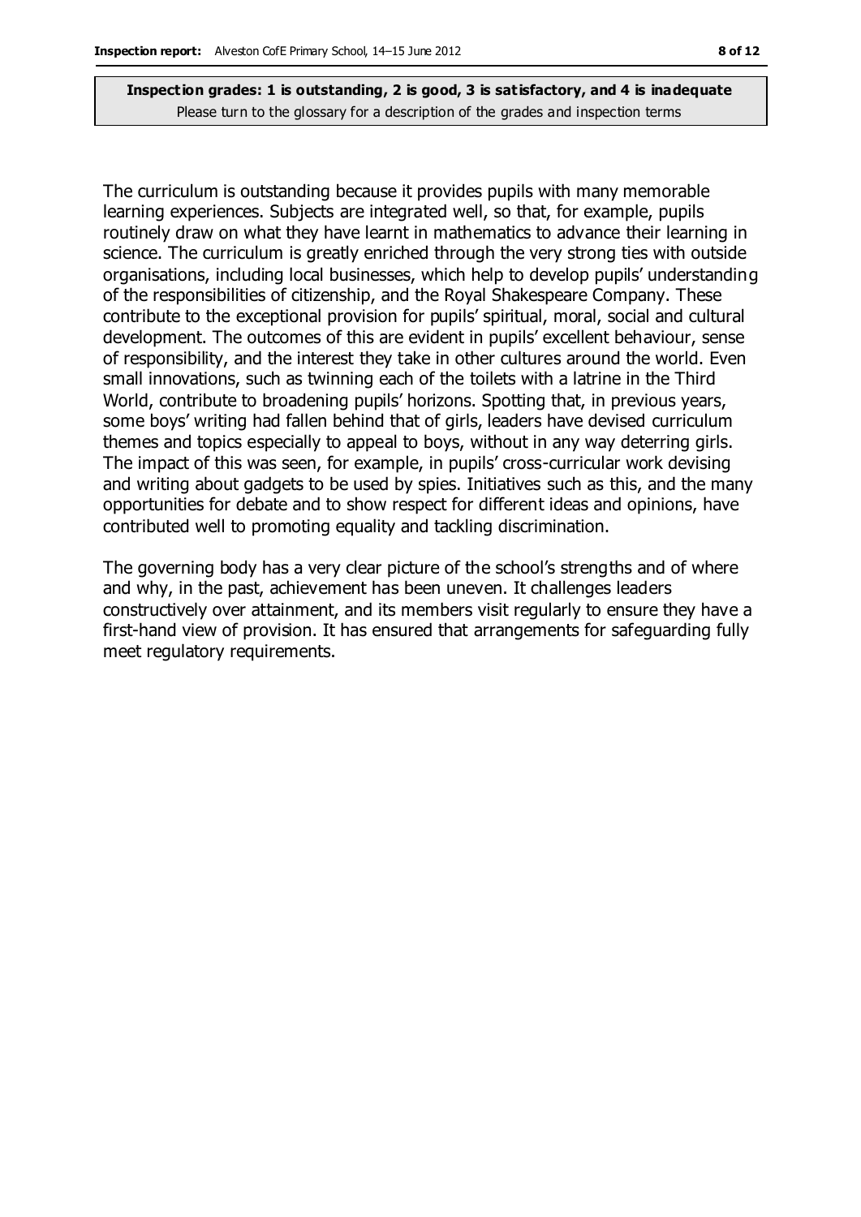**Inspection grades: 1 is outstanding, 2 is good, 3 is satisfactory, and 4 is inadequate**
Please turn to the glossary for a description of the grades and inspection terms

The curriculum is outstanding because it provides pupils with many memorable learning experiences. Subjects are integrated well, so that, for example, pupils routinely draw on what they have learnt in mathematics to advance their learning in science. The curriculum is greatly enriched through the very strong ties with outside organisations, including local businesses, which help to develop pupils' understanding of the responsibilities of citizenship, and the Royal Shakespeare Company. These contribute to the exceptional provision for pupils' spiritual, moral, social and cultural development. The outcomes of this are evident in pupils' excellent behaviour, sense of responsibility, and the interest they take in other cultures around the world. Even small innovations, such as twinning each of the toilets with a latrine in the Third World, contribute to broadening pupils' horizons. Spotting that, in previous years, some boys' writing had fallen behind that of girls, leaders have devised curriculum themes and topics especially to appeal to boys, without in any way deterring girls. The impact of this was seen, for example, in pupils' cross-curricular work devising and writing about gadgets to be used by spies. Initiatives such as this, and the many opportunities for debate and to show respect for different ideas and opinions, have contributed well to promoting equality and tackling discrimination.

The governing body has a very clear picture of the school's strengths and of where and why, in the past, achievement has been uneven. It challenges leaders constructively over attainment, and its members visit regularly to ensure they have a first-hand view of provision. It has ensured that arrangements for safeguarding fully meet regulatory requirements.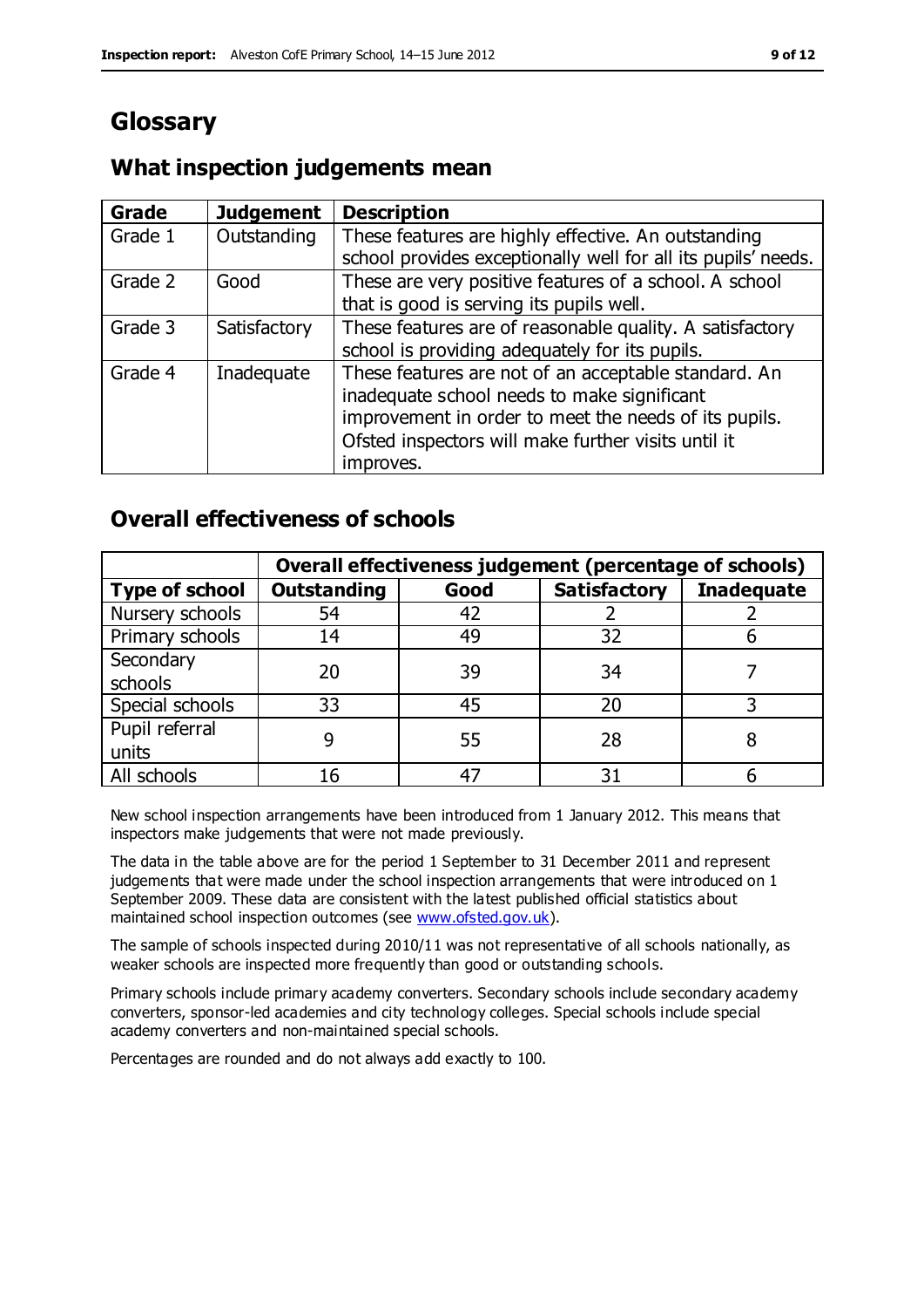# Glossary

## What inspection judgements mean

| Grade | Judgement | Description |
|---|---|---|
| Grade 1 | Outstanding | These features are highly effective. An outstanding school provides exceptionally well for all its pupils' needs. |
| Grade 2 | Good | These are very positive features of a school. A school that is good is serving its pupils well. |
| Grade 3 | Satisfactory | These features are of reasonable quality. A satisfactory school is providing adequately for its pupils. |
| Grade 4 | Inadequate | These features are not of an acceptable standard. An inadequate school needs to make significant improvement in order to meet the needs of its pupils. Ofsted inspectors will make further visits until it improves. |

## Overall effectiveness of schools

| | Overall effectiveness judgement (percentage of schools) | | | |
|---|---|---|---|---|
| **Type of school** | **Outstanding** | **Good** | **Satisfactory** | **Inadequate** |
| Nursery schools | 54 | 42 | 2 | 2 |
| Primary schools | 14 | 49 | 32 | 6 |
| Secondary schools | 20 | 39 | 34 | 7 |
| Special schools | 33 | 45 | 20 | 3 |
| Pupil referral units | 9 | 55 | 28 | 8 |
| All schools | 16 | 47 | 31 | 6 |

New school inspection arrangements have been introduced from 1 January 2012. This means that inspectors make judgements that were not made previously.

The data in the table above are for the period 1 September to 31 December 2011 and represent judgements that were made under the school inspection arrangements that were introduced on 1 September 2009. These data are consistent with the latest published official statistics about maintained school inspection outcomes (see www.ofsted.gov.uk).

The sample of schools inspected during 2010/11 was not representative of all schools nationally, as weaker schools are inspected more frequently than good or outstanding schools.

Primary schools include primary academy converters. Secondary schools include secondary academy converters, sponsor-led academies and city technology colleges. Special schools include special academy converters and non-maintained special schools.

Percentages are rounded and do not always add exactly to 100.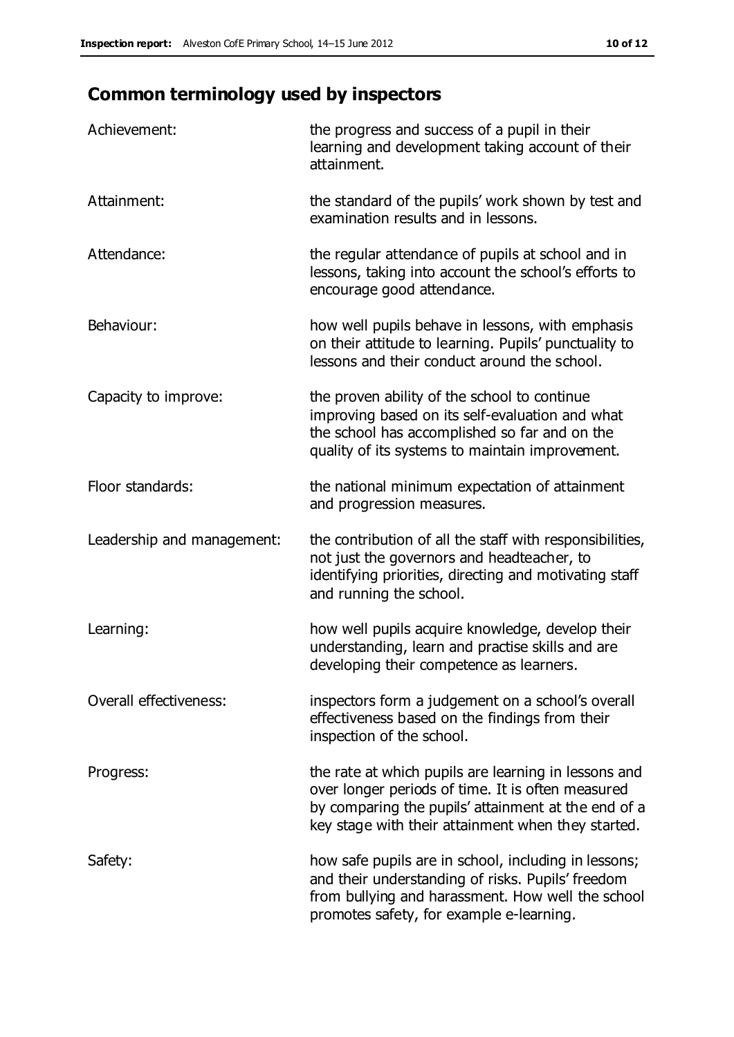## Common terminology used by inspectors

| | |
|---|---|
| Achievement: | the progress and success of a pupil in their learning and development taking account of their attainment. |
| Attainment: | the standard of the pupils' work shown by test and examination results and in lessons. |
| Attendance: | the regular attendance of pupils at school and in lessons, taking into account the school's efforts to encourage good attendance. |
| Behaviour: | how well pupils behave in lessons, with emphasis on their attitude to learning. Pupils' punctuality to lessons and their conduct around the school. |
| Capacity to improve: | the proven ability of the school to continue improving based on its self-evaluation and what the school has accomplished so far and on the quality of its systems to maintain improvement. |
| Floor standards: | the national minimum expectation of attainment and progression measures. |
| Leadership and management: | the contribution of all the staff with responsibilities, not just the governors and headteacher, to identifying priorities, directing and motivating staff and running the school. |
| Learning: | how well pupils acquire knowledge, develop their understanding, learn and practise skills and are developing their competence as learners. |
| Overall effectiveness: | inspectors form a judgement on a school's overall effectiveness based on the findings from their inspection of the school. |
| Progress: | the rate at which pupils are learning in lessons and over longer periods of time. It is often measured by comparing the pupils' attainment at the end of a key stage with their attainment when they started. |
| Safety: | how safe pupils are in school, including in lessons; and their understanding of risks. Pupils' freedom from bullying and harassment. How well the school promotes safety, for example e-learning. |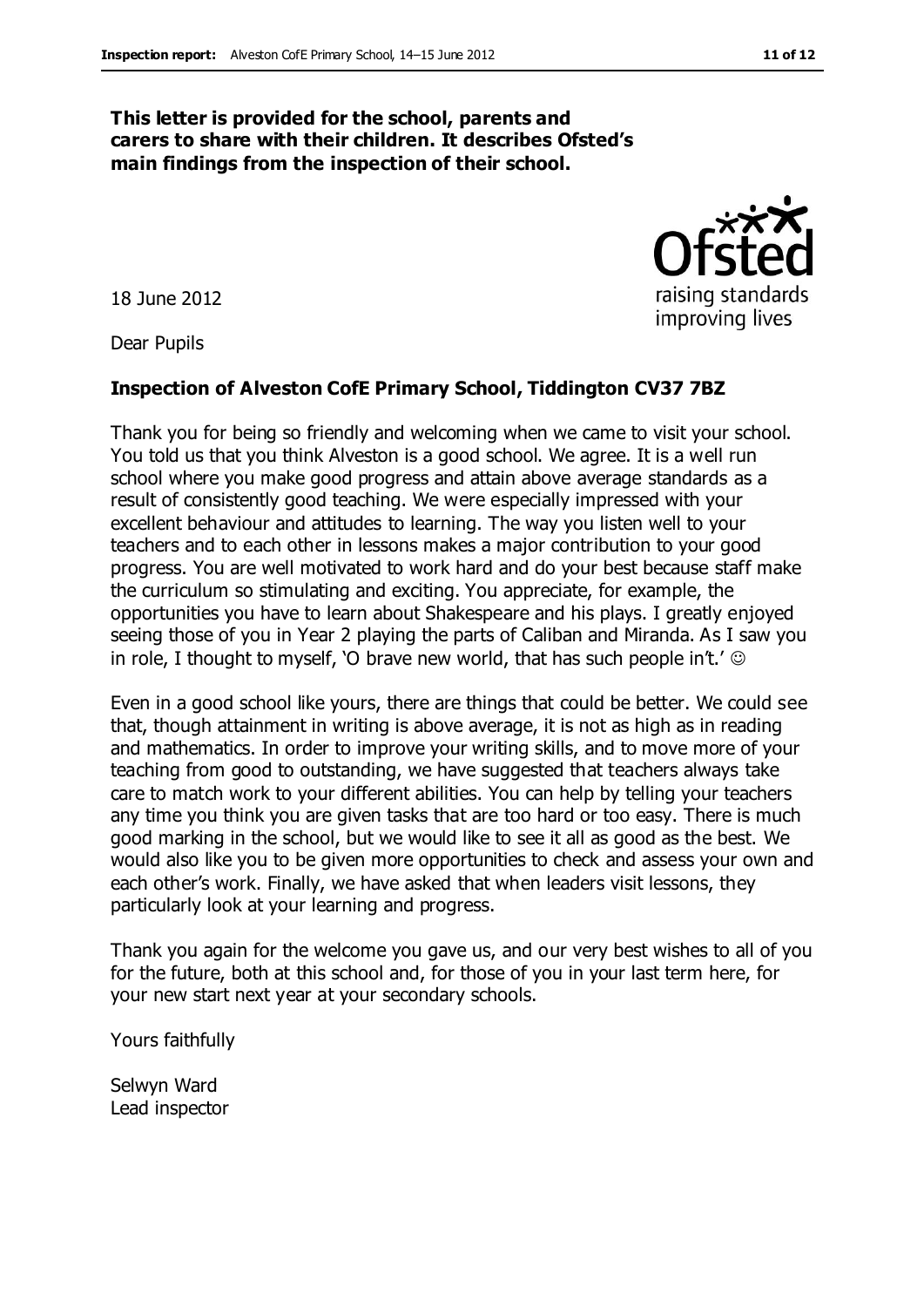**This letter is provided for the school, parents and carers to share with their children. It describes Ofsted's main findings from the inspection of their school.**

18 June 2012

Dear Pupils

**Inspection of Alveston CofE Primary School, Tiddington CV37 7BZ**

Thank you for being so friendly and welcoming when we came to visit your school. You told us that you think Alveston is a good school. We agree. It is a well run school where you make good progress and attain above average standards as a result of consistently good teaching. We were especially impressed with your excellent behaviour and attitudes to learning. The way you listen well to your teachers and to each other in lessons makes a major contribution to your good progress. You are well motivated to work hard and do your best because staff make the curriculum so stimulating and exciting. You appreciate, for example, the opportunities you have to learn about Shakespeare and his plays. I greatly enjoyed seeing those of you in Year 2 playing the parts of Caliban and Miranda. As I saw you in role, I thought to myself, 'O brave new world, that has such people in't.' ☺

Even in a good school like yours, there are things that could be better. We could see that, though attainment in writing is above average, it is not as high as in reading and mathematics. In order to improve your writing skills, and to move more of your teaching from good to outstanding, we have suggested that teachers always take care to match work to your different abilities. You can help by telling your teachers any time you think you are given tasks that are too hard or too easy. There is much good marking in the school, but we would like to see it all as good as the best. We would also like you to be given more opportunities to check and assess your own and each other's work. Finally, we have asked that when leaders visit lessons, they particularly look at your learning and progress.

Thank you again for the welcome you gave us, and our very best wishes to all of you for the future, both at this school and, for those of you in your last term here, for your new start next year at your secondary schools.

Yours faithfully

Selwyn Ward
Lead inspector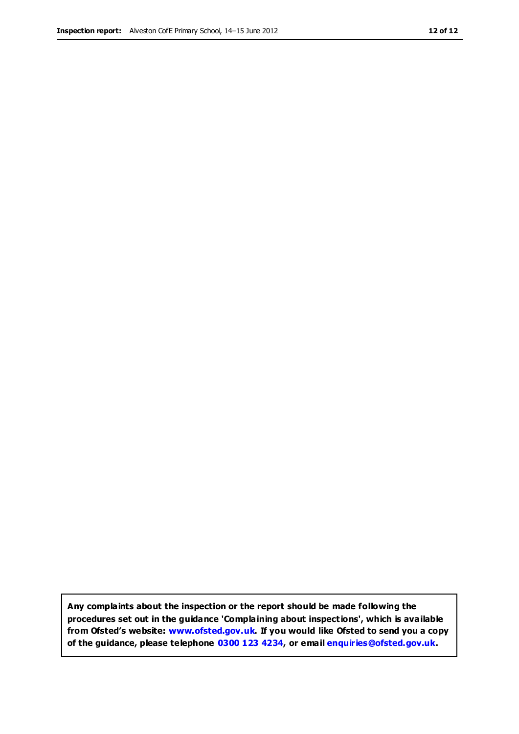**Any complaints about the inspection or the report should be made following the procedures set out in the guidance 'Complaining about inspections', which is available from Ofsted's website: www.ofsted.gov.uk. If you would like Ofsted to send you a copy of the guidance, please telephone 0300 123 4234, or email enquiries@ofsted.gov.uk.**